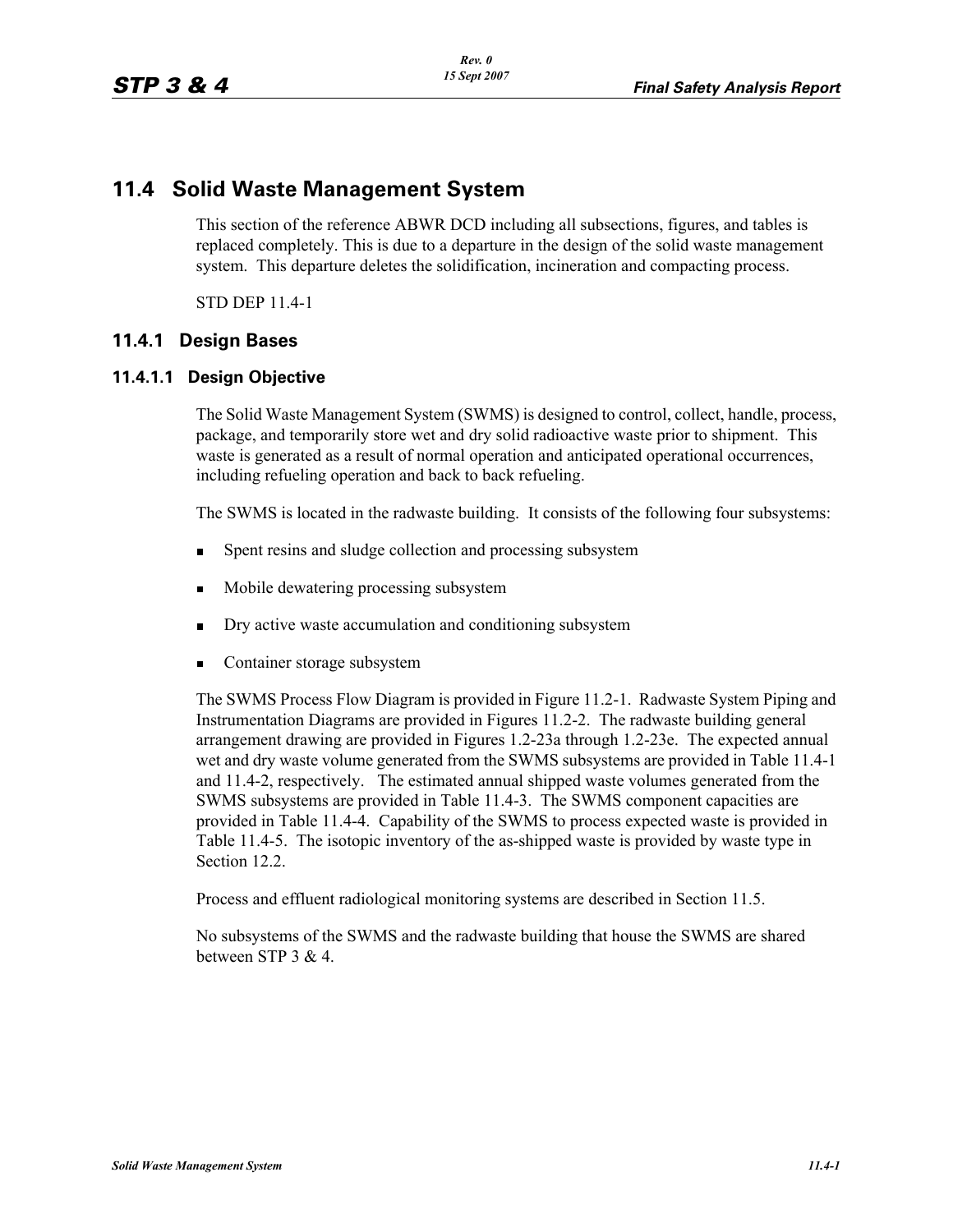# 11.4 Solid Waste Management System

This section of the reference ABWR DCD including all subsections, figures, and tables is replaced completely. This is due to a departure in the design of the solid waste management system. This departure deletes the solidification, incineration and compacting process.

STD DEP 11.4-1

## 11.4.1 Design Bases

### 11.4.1.1 Design Objective

The Solid Waste Management System (SWMS) is designed to control, collect, handle, process, package, and temporarily store wet and dry solid radioactive waste prior to shipment. This waste is generated as a result of normal operation and anticipated operational occurrences, including refueling operation and back to back refueling.

The SWMS is located in the radwaste building. It consists of the following four subsystems:

- Spent resins and sludge collection and processing subsystem
- Mobile dewatering processing subsystem
- Dry active waste accumulation and conditioning subsystem
- Container storage subsystem

The SWMS Process Flow Diagram is provided in Figure 11.2-1. Radwaste System Piping and Instrumentation Diagrams are provided in Figures 11.2-2. The radwaste building general arrangement drawing are provided in Figures 1.2-23a through 1.2-23e. The expected annual wet and dry waste volume generated from the SWMS subsystems are provided in Table 11.4-1 and 11.4-2, respectively. The estimated annual shipped waste volumes generated from the SWMS subsystems are provided in Table 11.4-3. The SWMS component capacities are provided in Table 11.4-4. Capability of the SWMS to process expected waste is provided in Table 11.4-5. The isotopic inventory of the as-shipped waste is provided by waste type in Section 12.2.

Process and effluent radiological monitoring systems are described in Section 11.5.

No subsystems of the SWMS and the radwaste building that house the SWMS are shared between STP 3 & 4.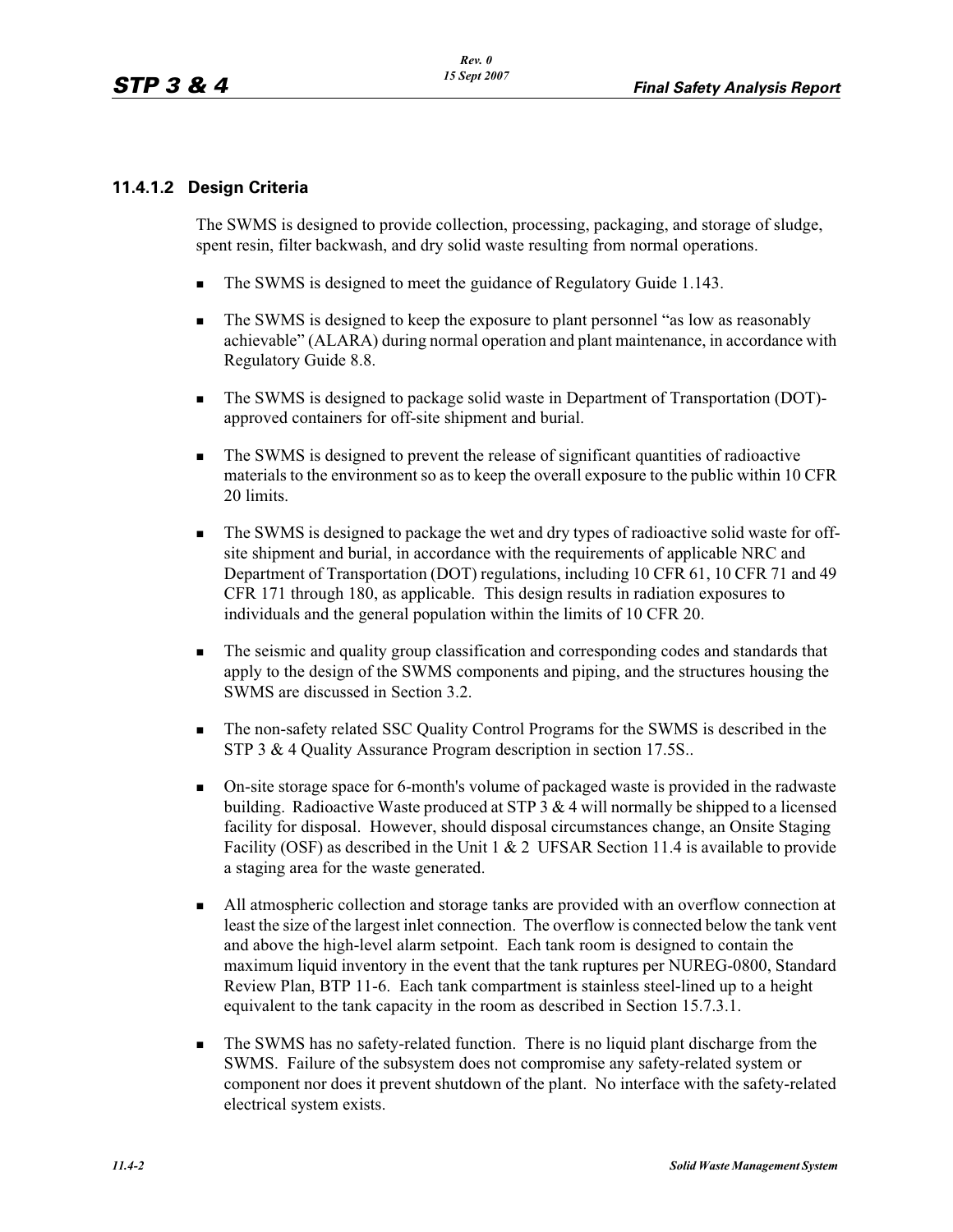### 11.4.1.2 Design Criteria

The SWMS is designed to provide collection, processing, packaging, and storage of sludge, spent resin, filter backwash, and dry solid waste resulting from normal operations.

- The SWMS is designed to meet the guidance of Regulatory Guide 1.143.
- The SWMS is designed to keep the exposure to plant personnel "as low as reasonably achievable" (ALARA) during normal operation and plant maintenance, in accordance with Regulatory Guide 8.8.
- The SWMS is designed to package solid waste in Department of Transportation (DOT)-approved containers for off-site shipment and burial.
- The SWMS is designed to prevent the release of significant quantities of radioactive materials to the environment so as to keep the overall exposure to the public within 10 CFR 20 limits.
- The SWMS is designed to package the wet and dry types of radioactive solid waste for off-site shipment and burial, in accordance with the requirements of applicable NRC and Department of Transportation (DOT) regulations, including 10 CFR 61, 10 CFR 71 and 49 CFR 171 through 180, as applicable. This design results in radiation exposures to individuals and the general population within the limits of 10 CFR 20.
- The seismic and quality group classification and corresponding codes and standards that apply to the design of the SWMS components and piping, and the structures housing the SWMS are discussed in Section 3.2.
- The non-safety related SSC Quality Control Programs for the SWMS is described in the STP 3 & 4 Quality Assurance Program description in section 17.5S..
- On-site storage space for 6-month's volume of packaged waste is provided in the radwaste building. Radioactive Waste produced at STP 3 & 4 will normally be shipped to a licensed facility for disposal. However, should disposal circumstances change, an Onsite Staging Facility (OSF) as described in the Unit 1 & 2 UFSAR Section 11.4 is available to provide a staging area for the waste generated.
- All atmospheric collection and storage tanks are provided with an overflow connection at least the size of the largest inlet connection. The overflow is connected below the tank vent and above the high-level alarm setpoint. Each tank room is designed to contain the maximum liquid inventory in the event that the tank ruptures per NUREG-0800, Standard Review Plan, BTP 11-6. Each tank compartment is stainless steel-lined up to a height equivalent to the tank capacity in the room as described in Section 15.7.3.1.
- The SWMS has no safety-related function. There is no liquid plant discharge from the SWMS. Failure of the subsystem does not compromise any safety-related system or component nor does it prevent shutdown of the plant. No interface with the safety-related electrical system exists.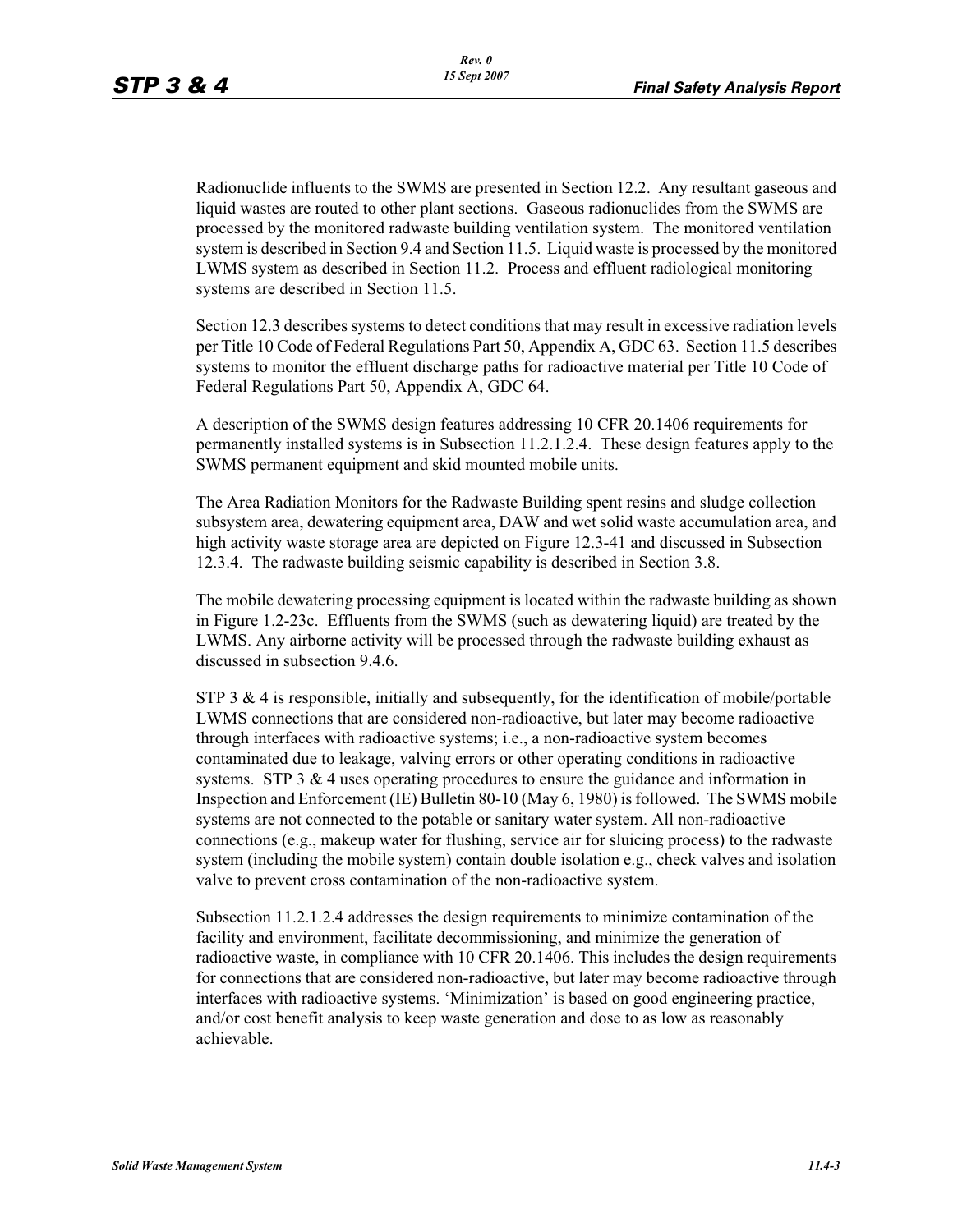Radionuclide influents to the SWMS are presented in Section 12.2. Any resultant gaseous and liquid wastes are routed to other plant sections. Gaseous radionuclides from the SWMS are processed by the monitored radwaste building ventilation system. The monitored ventilation system is described in Section 9.4 and Section 11.5. Liquid waste is processed by the monitored LWMS system as described in Section 11.2. Process and effluent radiological monitoring systems are described in Section 11.5.

Section 12.3 describes systems to detect conditions that may result in excessive radiation levels per Title 10 Code of Federal Regulations Part 50, Appendix A, GDC 63. Section 11.5 describes systems to monitor the effluent discharge paths for radioactive material per Title 10 Code of Federal Regulations Part 50, Appendix A, GDC 64.

A description of the SWMS design features addressing 10 CFR 20.1406 requirements for permanently installed systems is in Subsection 11.2.1.2.4. These design features apply to the SWMS permanent equipment and skid mounted mobile units.

The Area Radiation Monitors for the Radwaste Building spent resins and sludge collection subsystem area, dewatering equipment area, DAW and wet solid waste accumulation area, and high activity waste storage area are depicted on Figure 12.3-41 and discussed in Subsection 12.3.4. The radwaste building seismic capability is described in Section 3.8.

The mobile dewatering processing equipment is located within the radwaste building as shown in Figure 1.2-23c. Effluents from the SWMS (such as dewatering liquid) are treated by the LWMS. Any airborne activity will be processed through the radwaste building exhaust as discussed in subsection 9.4.6.

STP 3 & 4 is responsible, initially and subsequently, for the identification of mobile/portable LWMS connections that are considered non-radioactive, but later may become radioactive through interfaces with radioactive systems; i.e., a non-radioactive system becomes contaminated due to leakage, valving errors or other operating conditions in radioactive systems. STP 3 & 4 uses operating procedures to ensure the guidance and information in Inspection and Enforcement (IE) Bulletin 80-10 (May 6, 1980) is followed. The SWMS mobile systems are not connected to the potable or sanitary water system. All non-radioactive connections (e.g., makeup water for flushing, service air for sluicing process) to the radwaste system (including the mobile system) contain double isolation e.g., check valves and isolation valve to prevent cross contamination of the non-radioactive system.

Subsection 11.2.1.2.4 addresses the design requirements to minimize contamination of the facility and environment, facilitate decommissioning, and minimize the generation of radioactive waste, in compliance with 10 CFR 20.1406. This includes the design requirements for connections that are considered non-radioactive, but later may become radioactive through interfaces with radioactive systems. 'Minimization' is based on good engineering practice, and/or cost benefit analysis to keep waste generation and dose to as low as reasonably achievable.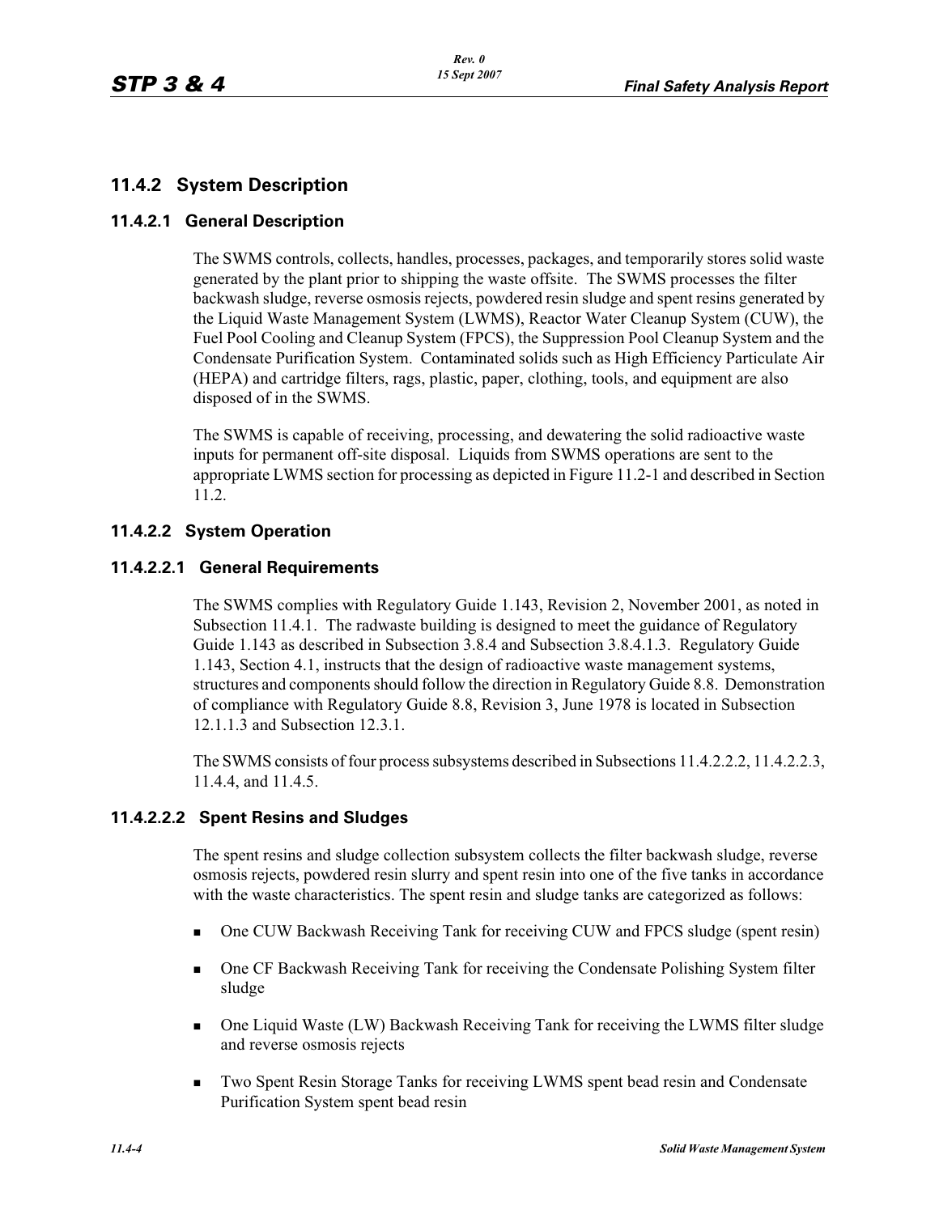## 11.4.2 System Description

### 11.4.2.1 General Description

The SWMS controls, collects, handles, processes, packages, and temporarily stores solid waste generated by the plant prior to shipping the waste offsite. The SWMS processes the filter backwash sludge, reverse osmosis rejects, powdered resin sludge and spent resins generated by the Liquid Waste Management System (LWMS), Reactor Water Cleanup System (CUW), the Fuel Pool Cooling and Cleanup System (FPCS), the Suppression Pool Cleanup System and the Condensate Purification System. Contaminated solids such as High Efficiency Particulate Air (HEPA) and cartridge filters, rags, plastic, paper, clothing, tools, and equipment are also disposed of in the SWMS.

The SWMS is capable of receiving, processing, and dewatering the solid radioactive waste inputs for permanent off-site disposal. Liquids from SWMS operations are sent to the appropriate LWMS section for processing as depicted in Figure 11.2-1 and described in Section 11.2.

### 11.4.2.2 System Operation

#### 11.4.2.2.1 General Requirements

The SWMS complies with Regulatory Guide 1.143, Revision 2, November 2001, as noted in Subsection 11.4.1. The radwaste building is designed to meet the guidance of Regulatory Guide 1.143 as described in Subsection 3.8.4 and Subsection 3.8.4.1.3. Regulatory Guide 1.143, Section 4.1, instructs that the design of radioactive waste management systems, structures and components should follow the direction in Regulatory Guide 8.8. Demonstration of compliance with Regulatory Guide 8.8, Revision 3, June 1978 is located in Subsection 12.1.1.3 and Subsection 12.3.1.

The SWMS consists of four process subsystems described in Subsections 11.4.2.2.2, 11.4.2.2.3, 11.4.4, and 11.4.5.

#### 11.4.2.2.2 Spent Resins and Sludges

The spent resins and sludge collection subsystem collects the filter backwash sludge, reverse osmosis rejects, powdered resin slurry and spent resin into one of the five tanks in accordance with the waste characteristics. The spent resin and sludge tanks are categorized as follows:

- One CUW Backwash Receiving Tank for receiving CUW and FPCS sludge (spent resin)
- One CF Backwash Receiving Tank for receiving the Condensate Polishing System filter sludge
- One Liquid Waste (LW) Backwash Receiving Tank for receiving the LWMS filter sludge and reverse osmosis rejects
- Two Spent Resin Storage Tanks for receiving LWMS spent bead resin and Condensate Purification System spent bead resin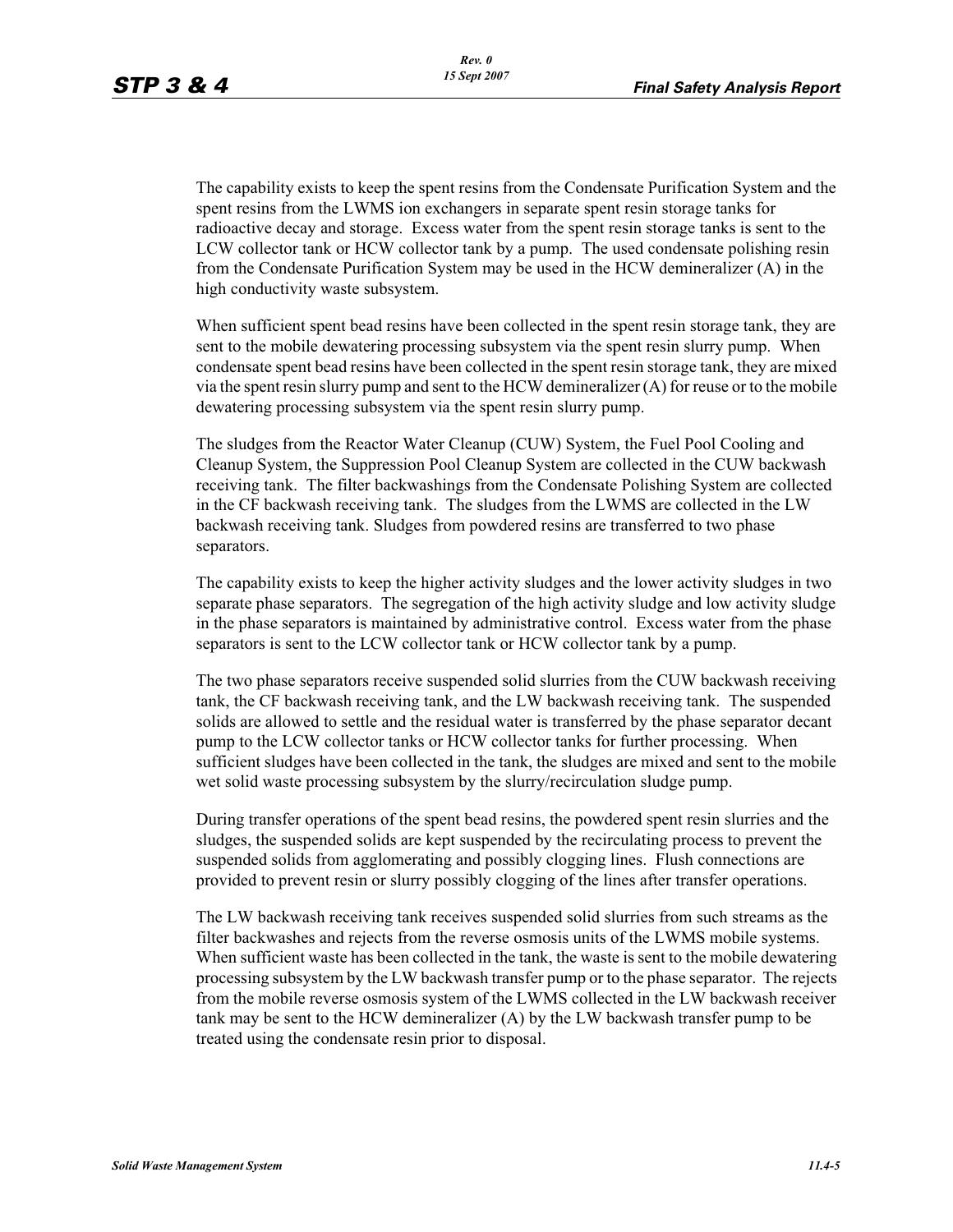The capability exists to keep the spent resins from the Condensate Purification System and the spent resins from the LWMS ion exchangers in separate spent resin storage tanks for radioactive decay and storage. Excess water from the spent resin storage tanks is sent to the LCW collector tank or HCW collector tank by a pump. The used condensate polishing resin from the Condensate Purification System may be used in the HCW demineralizer (A) in the high conductivity waste subsystem.

When sufficient spent bead resins have been collected in the spent resin storage tank, they are sent to the mobile dewatering processing subsystem via the spent resin slurry pump. When condensate spent bead resins have been collected in the spent resin storage tank, they are mixed via the spent resin slurry pump and sent to the HCW demineralizer (A) for reuse or to the mobile dewatering processing subsystem via the spent resin slurry pump.

The sludges from the Reactor Water Cleanup (CUW) System, the Fuel Pool Cooling and Cleanup System, the Suppression Pool Cleanup System are collected in the CUW backwash receiving tank. The filter backwashings from the Condensate Polishing System are collected in the CF backwash receiving tank. The sludges from the LWMS are collected in the LW backwash receiving tank. Sludges from powdered resins are transferred to two phase separators.

The capability exists to keep the higher activity sludges and the lower activity sludges in two separate phase separators. The segregation of the high activity sludge and low activity sludge in the phase separators is maintained by administrative control. Excess water from the phase separators is sent to the LCW collector tank or HCW collector tank by a pump.

The two phase separators receive suspended solid slurries from the CUW backwash receiving tank, the CF backwash receiving tank, and the LW backwash receiving tank. The suspended solids are allowed to settle and the residual water is transferred by the phase separator decant pump to the LCW collector tanks or HCW collector tanks for further processing. When sufficient sludges have been collected in the tank, the sludges are mixed and sent to the mobile wet solid waste processing subsystem by the slurry/recirculation sludge pump.

During transfer operations of the spent bead resins, the powdered spent resin slurries and the sludges, the suspended solids are kept suspended by the recirculating process to prevent the suspended solids from agglomerating and possibly clogging lines. Flush connections are provided to prevent resin or slurry possibly clogging of the lines after transfer operations.

The LW backwash receiving tank receives suspended solid slurries from such streams as the filter backwashes and rejects from the reverse osmosis units of the LWMS mobile systems. When sufficient waste has been collected in the tank, the waste is sent to the mobile dewatering processing subsystem by the LW backwash transfer pump or to the phase separator. The rejects from the mobile reverse osmosis system of the LWMS collected in the LW backwash receiver tank may be sent to the HCW demineralizer (A) by the LW backwash transfer pump to be treated using the condensate resin prior to disposal.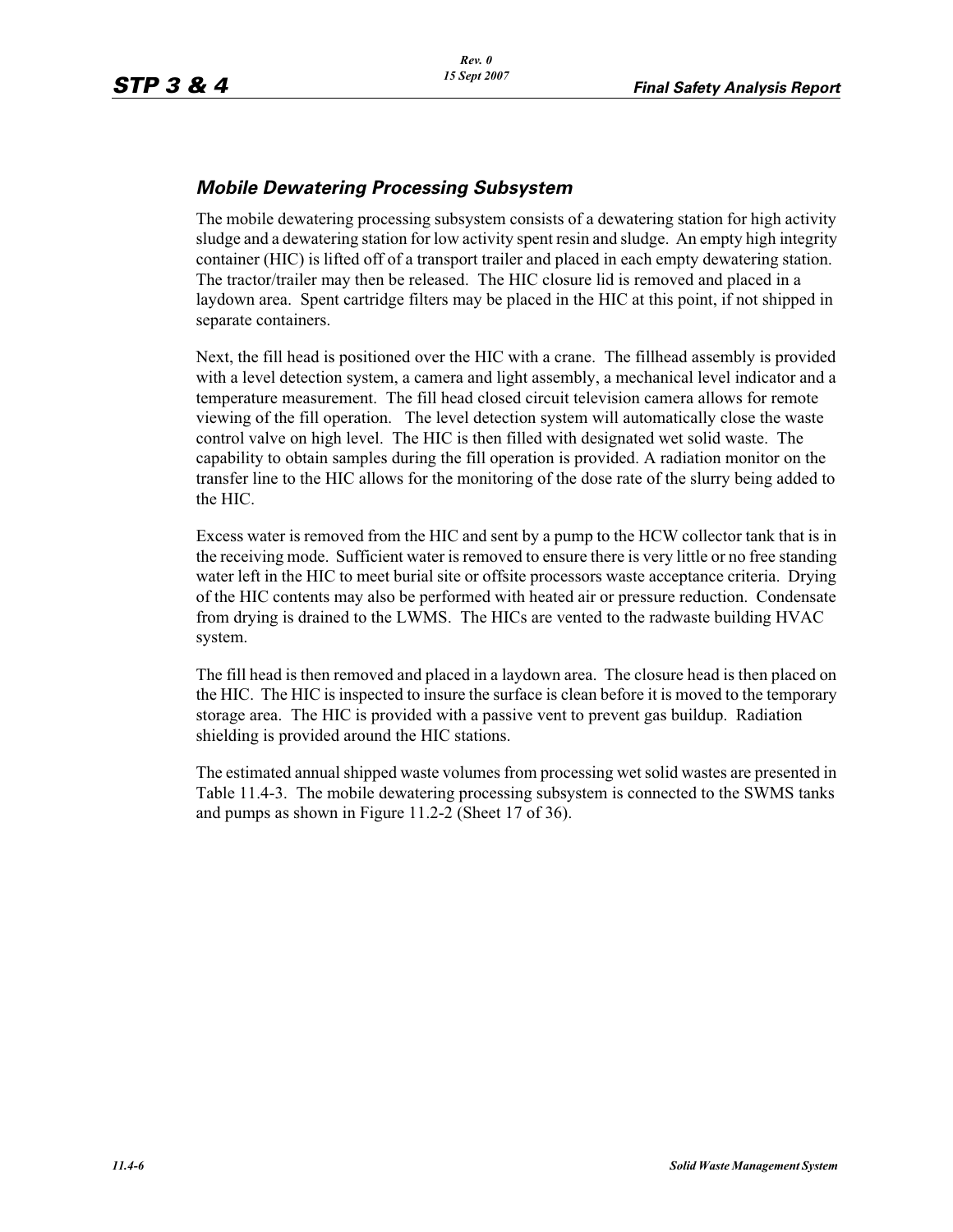### *Mobile Dewatering Processing Subsystem*

The mobile dewatering processing subsystem consists of a dewatering station for high activity sludge and a dewatering station for low activity spent resin and sludge. An empty high integrity container (HIC) is lifted off of a transport trailer and placed in each empty dewatering station. The tractor/trailer may then be released. The HIC closure lid is removed and placed in a laydown area. Spent cartridge filters may be placed in the HIC at this point, if not shipped in separate containers.

Next, the fill head is positioned over the HIC with a crane. The fillhead assembly is provided with a level detection system, a camera and light assembly, a mechanical level indicator and a temperature measurement. The fill head closed circuit television camera allows for remote viewing of the fill operation. The level detection system will automatically close the waste control valve on high level. The HIC is then filled with designated wet solid waste. The capability to obtain samples during the fill operation is provided. A radiation monitor on the transfer line to the HIC allows for the monitoring of the dose rate of the slurry being added to the HIC.

Excess water is removed from the HIC and sent by a pump to the HCW collector tank that is in the receiving mode. Sufficient water is removed to ensure there is very little or no free standing water left in the HIC to meet burial site or offsite processors waste acceptance criteria. Drying of the HIC contents may also be performed with heated air or pressure reduction. Condensate from drying is drained to the LWMS. The HICs are vented to the radwaste building HVAC system.

The fill head is then removed and placed in a laydown area. The closure head is then placed on the HIC. The HIC is inspected to insure the surface is clean before it is moved to the temporary storage area. The HIC is provided with a passive vent to prevent gas buildup. Radiation shielding is provided around the HIC stations.

The estimated annual shipped waste volumes from processing wet solid wastes are presented in Table 11.4-3. The mobile dewatering processing subsystem is connected to the SWMS tanks and pumps as shown in Figure 11.2-2 (Sheet 17 of 36).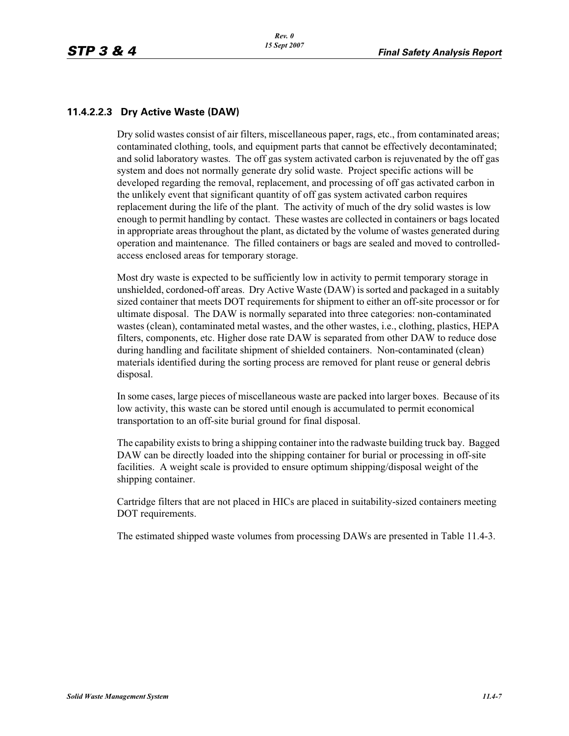#### 11.4.2.2.3 Dry Active Waste (DAW)

Dry solid wastes consist of air filters, miscellaneous paper, rags, etc., from contaminated areas; contaminated clothing, tools, and equipment parts that cannot be effectively decontaminated; and solid laboratory wastes. The off gas system activated carbon is rejuvenated by the off gas system and does not normally generate dry solid waste. Project specific actions will be developed regarding the removal, replacement, and processing of off gas activated carbon in the unlikely event that significant quantity of off gas system activated carbon requires replacement during the life of the plant. The activity of much of the dry solid wastes is low enough to permit handling by contact. These wastes are collected in containers or bags located in appropriate areas throughout the plant, as dictated by the volume of wastes generated during operation and maintenance. The filled containers or bags are sealed and moved to controlled-access enclosed areas for temporary storage.

Most dry waste is expected to be sufficiently low in activity to permit temporary storage in unshielded, cordoned-off areas. Dry Active Waste (DAW) is sorted and packaged in a suitably sized container that meets DOT requirements for shipment to either an off-site processor or for ultimate disposal. The DAW is normally separated into three categories: non-contaminated wastes (clean), contaminated metal wastes, and the other wastes, i.e., clothing, plastics, HEPA filters, components, etc. Higher dose rate DAW is separated from other DAW to reduce dose during handling and facilitate shipment of shielded containers. Non-contaminated (clean) materials identified during the sorting process are removed for plant reuse or general debris disposal.

In some cases, large pieces of miscellaneous waste are packed into larger boxes. Because of its low activity, this waste can be stored until enough is accumulated to permit economical transportation to an off-site burial ground for final disposal.

The capability exists to bring a shipping container into the radwaste building truck bay. Bagged DAW can be directly loaded into the shipping container for burial or processing in off-site facilities. A weight scale is provided to ensure optimum shipping/disposal weight of the shipping container.

Cartridge filters that are not placed in HICs are placed in suitability-sized containers meeting DOT requirements.

The estimated shipped waste volumes from processing DAWs are presented in Table 11.4-3.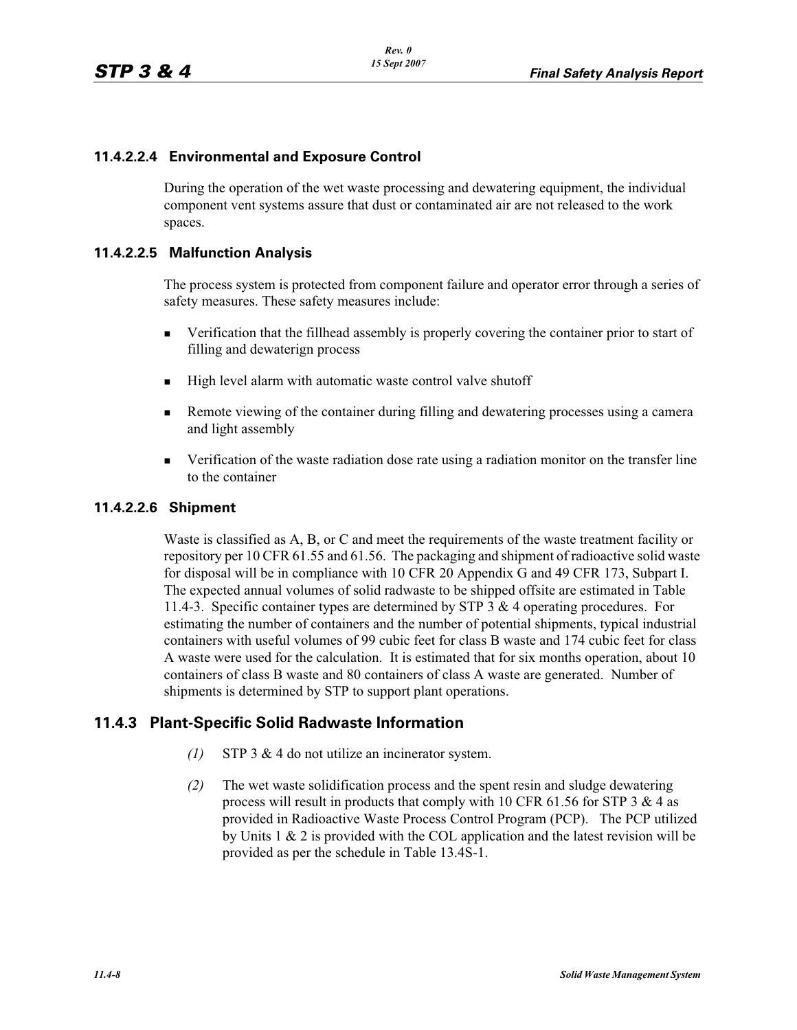#### 11.4.2.2.4 Environmental and Exposure Control

During the operation of the wet waste processing and dewatering equipment, the individual component vent systems assure that dust or contaminated air are not released to the work spaces.

#### 11.4.2.2.5 Malfunction Analysis

The process system is protected from component failure and operator error through a series of safety measures. These safety measures include:

- Verification that the fillhead assembly is properly covering the container prior to start of filling and dewaterign process
- High level alarm with automatic waste control valve shutoff
- Remote viewing of the container during filling and dewatering processes using a camera and light assembly
- Verification of the waste radiation dose rate using a radiation monitor on the transfer line to the container

#### 11.4.2.2.6 Shipment

Waste is classified as A, B, or C and meet the requirements of the waste treatment facility or repository per 10 CFR 61.55 and 61.56. The packaging and shipment of radioactive solid waste for disposal will be in compliance with 10 CFR 20 Appendix G and 49 CFR 173, Subpart I. The expected annual volumes of solid radwaste to be shipped offsite are estimated in Table 11.4-3. Specific container types are determined by STP 3 & 4 operating procedures. For estimating the number of containers and the number of potential shipments, typical industrial containers with useful volumes of 99 cubic feet for class B waste and 174 cubic feet for class A waste were used for the calculation. It is estimated that for six months operation, about 10 containers of class B waste and 80 containers of class A waste are generated. Number of shipments is determined by STP to support plant operations.

## 11.4.3 Plant-Specific Solid Radwaste Information

*(1)* STP 3 & 4 do not utilize an incinerator system.

*(2)* The wet waste solidification process and the spent resin and sludge dewatering process will result in products that comply with 10 CFR 61.56 for STP 3 & 4 as provided in Radioactive Waste Process Control Program (PCP). The PCP utilized by Units 1 & 2 is provided with the COL application and the latest revision will be provided as per the schedule in Table 13.4S-1.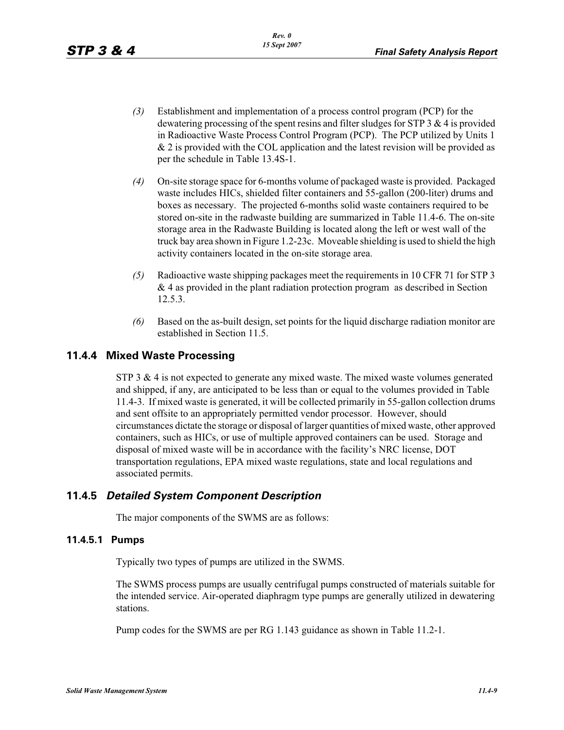*(3)* Establishment and implementation of a process control program (PCP) for the dewatering processing of the spent resins and filter sludges for STP 3 & 4 is provided in Radioactive Waste Process Control Program (PCP). The PCP utilized by Units 1 & 2 is provided with the COL application and the latest revision will be provided as per the schedule in Table 13.4S-1.

*(4)* On-site storage space for 6-months volume of packaged waste is provided. Packaged waste includes HICs, shielded filter containers and 55-gallon (200-liter) drums and boxes as necessary. The projected 6-months solid waste containers required to be stored on-site in the radwaste building are summarized in Table 11.4-6. The on-site storage area in the Radwaste Building is located along the left or west wall of the truck bay area shown in Figure 1.2-23c. Moveable shielding is used to shield the high activity containers located in the on-site storage area.

*(5)* Radioactive waste shipping packages meet the requirements in 10 CFR 71 for STP 3 & 4 as provided in the plant radiation protection program as described in Section 12.5.3.

*(6)* Based on the as-built design, set points for the liquid discharge radiation monitor are established in Section 11.5.

## 11.4.4 Mixed Waste Processing

STP 3 & 4 is not expected to generate any mixed waste. The mixed waste volumes generated and shipped, if any, are anticipated to be less than or equal to the volumes provided in Table 11.4-3. If mixed waste is generated, it will be collected primarily in 55-gallon collection drums and sent offsite to an appropriately permitted vendor processor. However, should circumstances dictate the storage or disposal of larger quantities of mixed waste, other approved containers, such as HICs, or use of multiple approved containers can be used. Storage and disposal of mixed waste will be in accordance with the facility's NRC license, DOT transportation regulations, EPA mixed waste regulations, state and local regulations and associated permits.

## 11.4.5 *Detailed System Component Description*

The major components of the SWMS are as follows:

### 11.4.5.1 Pumps

Typically two types of pumps are utilized in the SWMS.

The SWMS process pumps are usually centrifugal pumps constructed of materials suitable for the intended service. Air-operated diaphragm type pumps are generally utilized in dewatering stations.

Pump codes for the SWMS are per RG 1.143 guidance as shown in Table 11.2-1.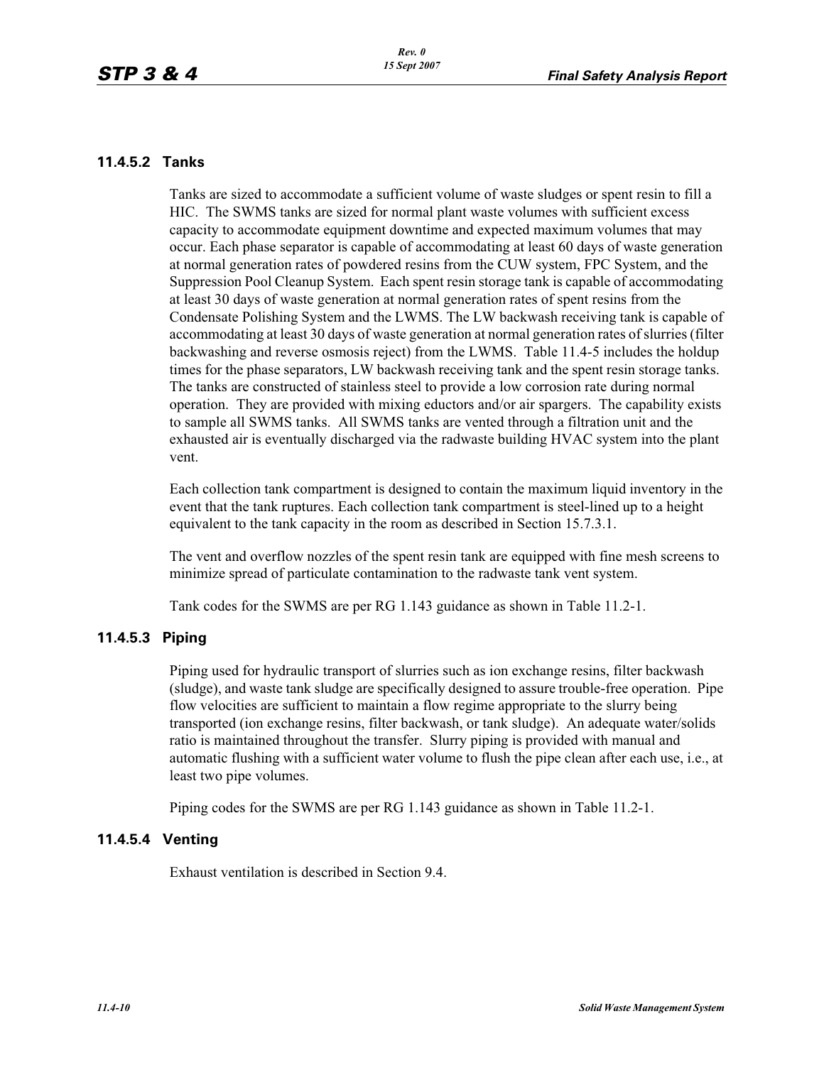### 11.4.5.2 Tanks

Tanks are sized to accommodate a sufficient volume of waste sludges or spent resin to fill a HIC. The SWMS tanks are sized for normal plant waste volumes with sufficient excess capacity to accommodate equipment downtime and expected maximum volumes that may occur. Each phase separator is capable of accommodating at least 60 days of waste generation at normal generation rates of powdered resins from the CUW system, FPC System, and the Suppression Pool Cleanup System. Each spent resin storage tank is capable of accommodating at least 30 days of waste generation at normal generation rates of spent resins from the Condensate Polishing System and the LWMS. The LW backwash receiving tank is capable of accommodating at least 30 days of waste generation at normal generation rates of slurries (filter backwashing and reverse osmosis reject) from the LWMS. Table 11.4-5 includes the holdup times for the phase separators, LW backwash receiving tank and the spent resin storage tanks. The tanks are constructed of stainless steel to provide a low corrosion rate during normal operation. They are provided with mixing eductors and/or air spargers. The capability exists to sample all SWMS tanks. All SWMS tanks are vented through a filtration unit and the exhausted air is eventually discharged via the radwaste building HVAC system into the plant vent.

Each collection tank compartment is designed to contain the maximum liquid inventory in the event that the tank ruptures. Each collection tank compartment is steel-lined up to a height equivalent to the tank capacity in the room as described in Section 15.7.3.1.

The vent and overflow nozzles of the spent resin tank are equipped with fine mesh screens to minimize spread of particulate contamination to the radwaste tank vent system.

Tank codes for the SWMS are per RG 1.143 guidance as shown in Table 11.2-1.

### 11.4.5.3 Piping

Piping used for hydraulic transport of slurries such as ion exchange resins, filter backwash (sludge), and waste tank sludge are specifically designed to assure trouble-free operation. Pipe flow velocities are sufficient to maintain a flow regime appropriate to the slurry being transported (ion exchange resins, filter backwash, or tank sludge). An adequate water/solids ratio is maintained throughout the transfer. Slurry piping is provided with manual and automatic flushing with a sufficient water volume to flush the pipe clean after each use, i.e., at least two pipe volumes.

Piping codes for the SWMS are per RG 1.143 guidance as shown in Table 11.2-1.

### 11.4.5.4 Venting

Exhaust ventilation is described in Section 9.4.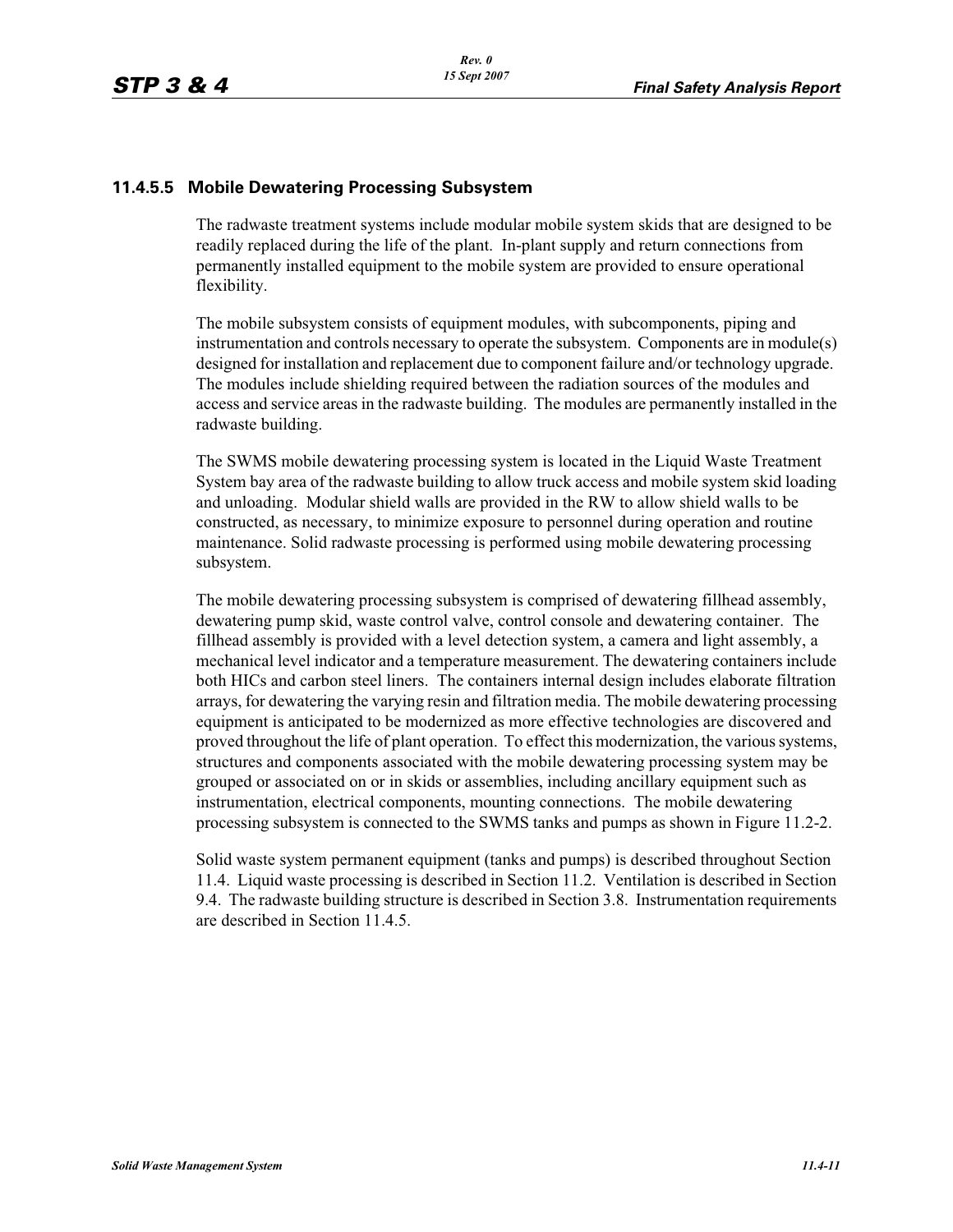### 11.4.5.5 Mobile Dewatering Processing Subsystem

The radwaste treatment systems include modular mobile system skids that are designed to be readily replaced during the life of the plant. In-plant supply and return connections from permanently installed equipment to the mobile system are provided to ensure operational flexibility.

The mobile subsystem consists of equipment modules, with subcomponents, piping and instrumentation and controls necessary to operate the subsystem. Components are in module(s) designed for installation and replacement due to component failure and/or technology upgrade. The modules include shielding required between the radiation sources of the modules and access and service areas in the radwaste building. The modules are permanently installed in the radwaste building.

The SWMS mobile dewatering processing system is located in the Liquid Waste Treatment System bay area of the radwaste building to allow truck access and mobile system skid loading and unloading. Modular shield walls are provided in the RW to allow shield walls to be constructed, as necessary, to minimize exposure to personnel during operation and routine maintenance. Solid radwaste processing is performed using mobile dewatering processing subsystem.

The mobile dewatering processing subsystem is comprised of dewatering fillhead assembly, dewatering pump skid, waste control valve, control console and dewatering container. The fillhead assembly is provided with a level detection system, a camera and light assembly, a mechanical level indicator and a temperature measurement. The dewatering containers include both HICs and carbon steel liners. The containers internal design includes elaborate filtration arrays, for dewatering the varying resin and filtration media. The mobile dewatering processing equipment is anticipated to be modernized as more effective technologies are discovered and proved throughout the life of plant operation. To effect this modernization, the various systems, structures and components associated with the mobile dewatering processing system may be grouped or associated on or in skids or assemblies, including ancillary equipment such as instrumentation, electrical components, mounting connections. The mobile dewatering processing subsystem is connected to the SWMS tanks and pumps as shown in Figure 11.2-2.

Solid waste system permanent equipment (tanks and pumps) is described throughout Section 11.4. Liquid waste processing is described in Section 11.2. Ventilation is described in Section 9.4. The radwaste building structure is described in Section 3.8. Instrumentation requirements are described in Section 11.4.5.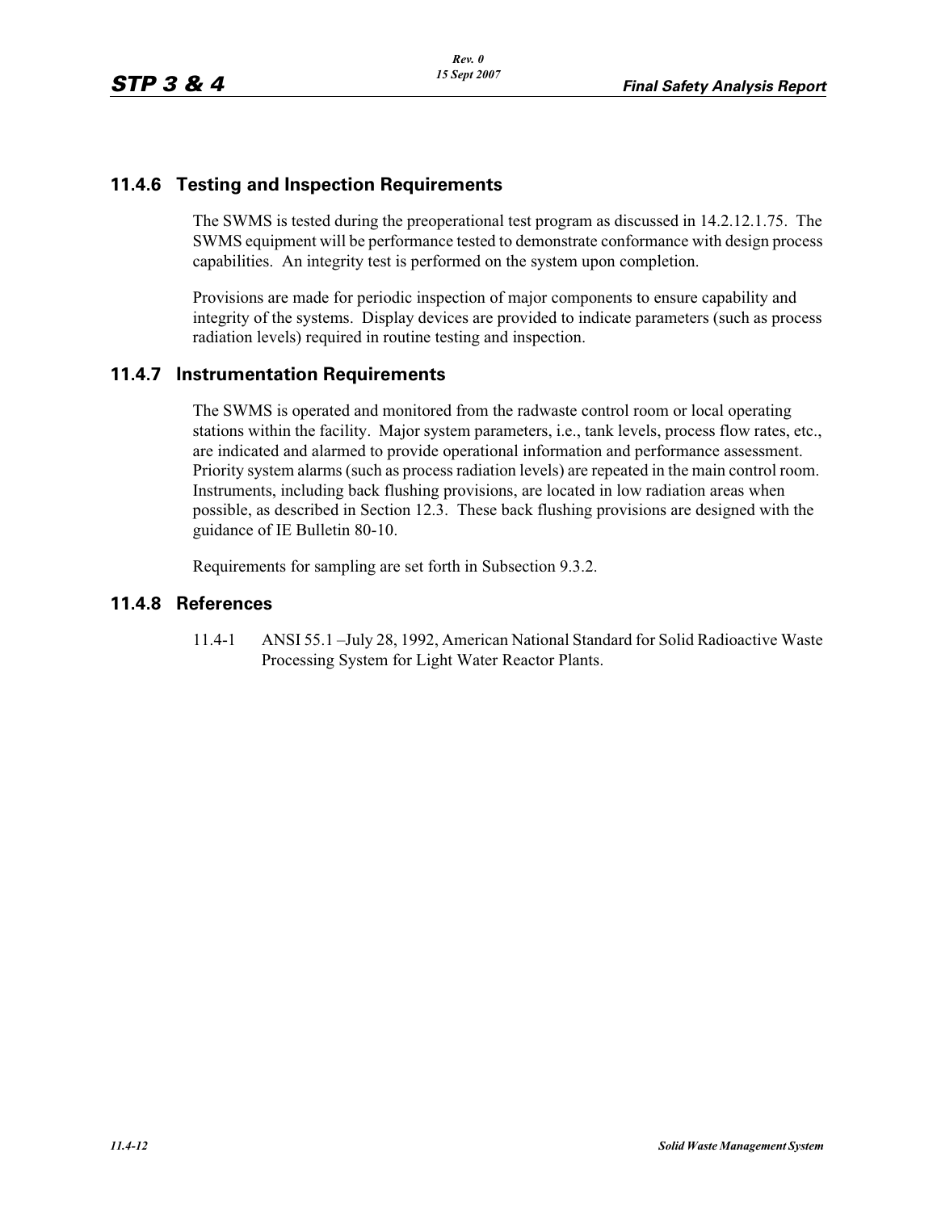## 11.4.6 Testing and Inspection Requirements

The SWMS is tested during the preoperational test program as discussed in 14.2.12.1.75. The SWMS equipment will be performance tested to demonstrate conformance with design process capabilities. An integrity test is performed on the system upon completion.

Provisions are made for periodic inspection of major components to ensure capability and integrity of the systems. Display devices are provided to indicate parameters (such as process radiation levels) required in routine testing and inspection.

## 11.4.7 Instrumentation Requirements

The SWMS is operated and monitored from the radwaste control room or local operating stations within the facility. Major system parameters, i.e., tank levels, process flow rates, etc., are indicated and alarmed to provide operational information and performance assessment. Priority system alarms (such as process radiation levels) are repeated in the main control room. Instruments, including back flushing provisions, are located in low radiation areas when possible, as described in Section 12.3. These back flushing provisions are designed with the guidance of IE Bulletin 80-10.

Requirements for sampling are set forth in Subsection 9.3.2.

## 11.4.8 References

11.4-1 ANSI 55.1 –July 28, 1992, American National Standard for Solid Radioactive Waste Processing System for Light Water Reactor Plants.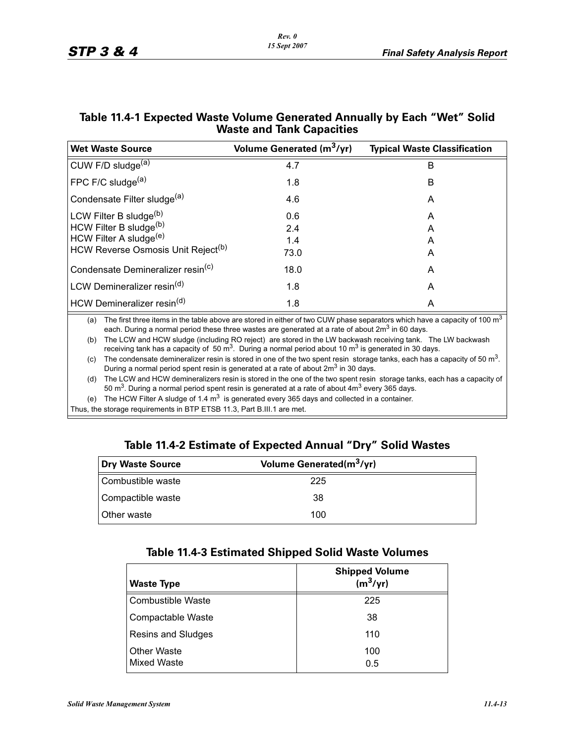## Table 11.4-1 Expected Waste Volume Generated Annually by Each "Wet" Solid Waste and Tank Capacities

| Wet Waste Source | Volume Generated ($m^3$/yr) | Typical Waste Classification |
|---|---|---|
| CUW F/D sludge[(a)] | 4.7 | B |
| FPC F/C sludge[(a)] | 1.8 | B |
| Condensate Filter sludge[(a)] | 4.6 | A |
| LCW Filter B sludge[(b)] | 0.6 | A |
| HCW Filter B sludge[(b)] | 2.4 | A |
| HCW Filter A sludge[(e)] | 1.4 | A |
| HCW Reverse Osmosis Unit Reject[(b)] | 73.0 | A |
| Condensate Demineralizer resin[(c)] | 18.0 | A |
| LCW Demineralizer resin[(d)] | 1.8 | A |
| HCW Demineralizer resin[(d)] | 1.8 | A |

(a) The first three items in the table above are stored in either of two CUW phase separators which have a capacity of 100 $m^3$ each. During a normal period these three wastes are generated at a rate of about 2$m^3$ in 60 days.

(b) The LCW and HCW sludge (including RO reject) are stored in the LW backwash receiving tank. The LW backwash receiving tank has a capacity of 50 $m^3$. During a normal period about 10 $m^3$ is generated in 30 days.

(c) The condensate demineralizer resin is stored in one of the two spent resin storage tanks, each has a capacity of 50 $m^3$. During a normal period spent resin is generated at a rate of about 2$m^3$ in 30 days.

(d) The LCW and HCW demineralizers resin is stored in the one of the two spent resin storage tanks, each has a capacity of 50 $m^3$. During a normal period spent resin is generated at a rate of about 4$m^3$ every 365 days.

(e) The HCW Filter A sludge of 1.4 $m^3$ is generated every 365 days and collected in a container.

Thus, the storage requirements in BTP ETSB 11.3, Part B.III.1 are met.

## Table 11.4-2 Estimate of Expected Annual "Dry" Solid Wastes

| Dry Waste Source | Volume Generated($m^3$/yr) |
|---|---|
| Combustible waste | 225 |
| Compactible waste | 38 |
| Other waste | 100 |

## Table 11.4-3 Estimated Shipped Solid Waste Volumes

| Waste Type | Shipped Volume ($m^3$/yr) |
|---|---|
| Combustible Waste | 225 |
| Compactable Waste | 38 |
| Resins and Sludges | 110 |
| Other Waste | 100 |
| Mixed Waste | 0.5 |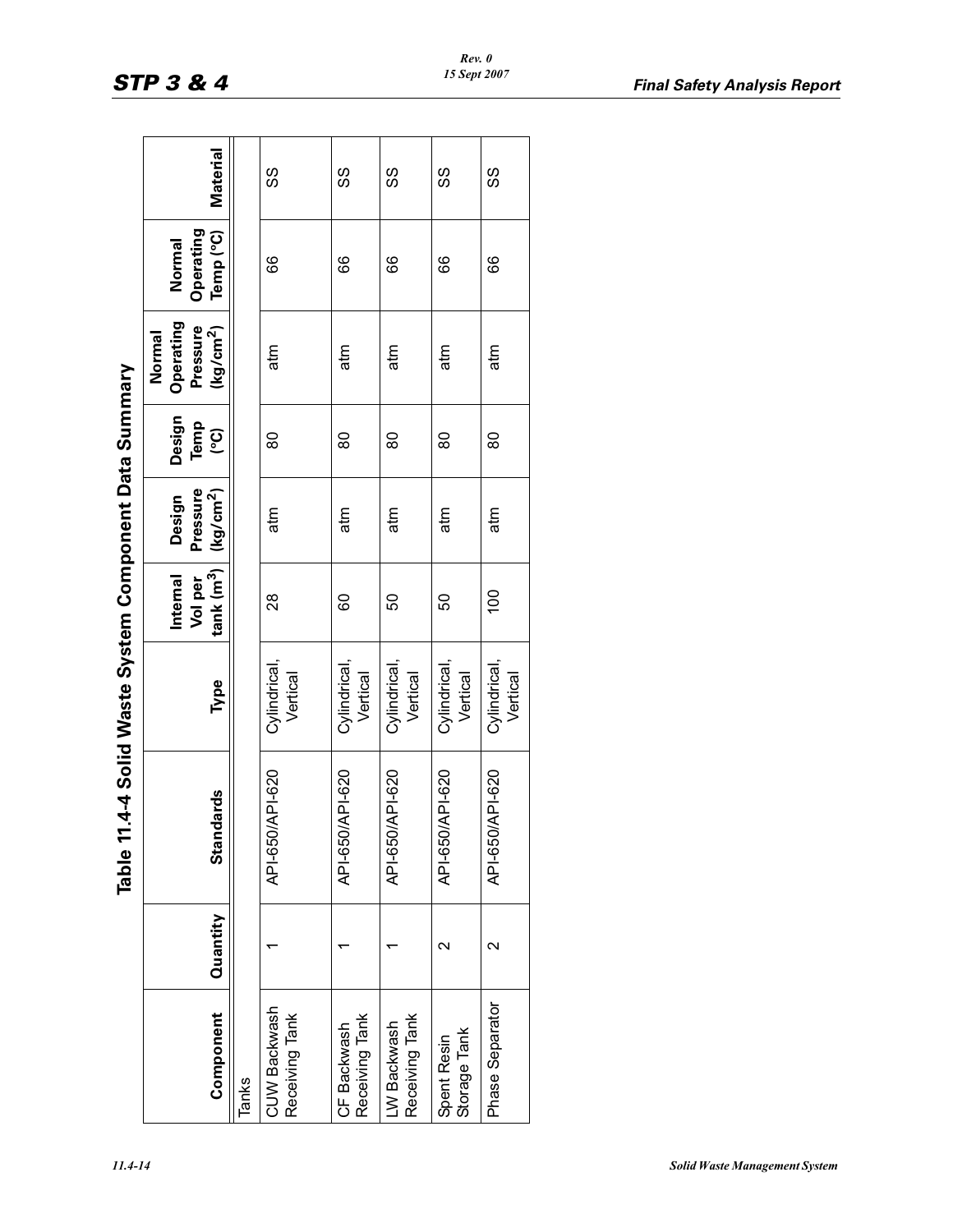## Table 11.4-4 Solid Waste System Component Data Summary

| Component | Quantity | Standards | Type | Internal Vol per tank ($m^3$) | Design Pressure ($kg/cm^2$) | Design Temp (°C) | Normal Operating Pressure ($kg/cm^2$) | Normal Operating Temp (°C) | Material |
|---|---|---|---|---|---|---|---|---|---|
| Tanks | | | | | | | | | |
| CUW Backwash Receiving Tank | 1 | API-650/API-620 | Cylindrical, Vertical | 28 | atm | 80 | atm | 66 | SS |
| CF Backwash Receiving Tank | 1 | API-650/API-620 | Cylindrical, Vertical | 60 | atm | 80 | atm | 66 | SS |
| LW Backwash Receiving Tank | 1 | API-650/API-620 | Cylindrical, Vertical | 50 | atm | 80 | atm | 66 | SS |
| Spent Resin Storage Tank | 2 | API-650/API-620 | Cylindrical, Vertical | 50 | atm | 80 | atm | 66 | SS |
| Phase Separator | 2 | API-650/API-620 | Cylindrical, Vertical | 100 | atm | 80 | atm | 66 | SS |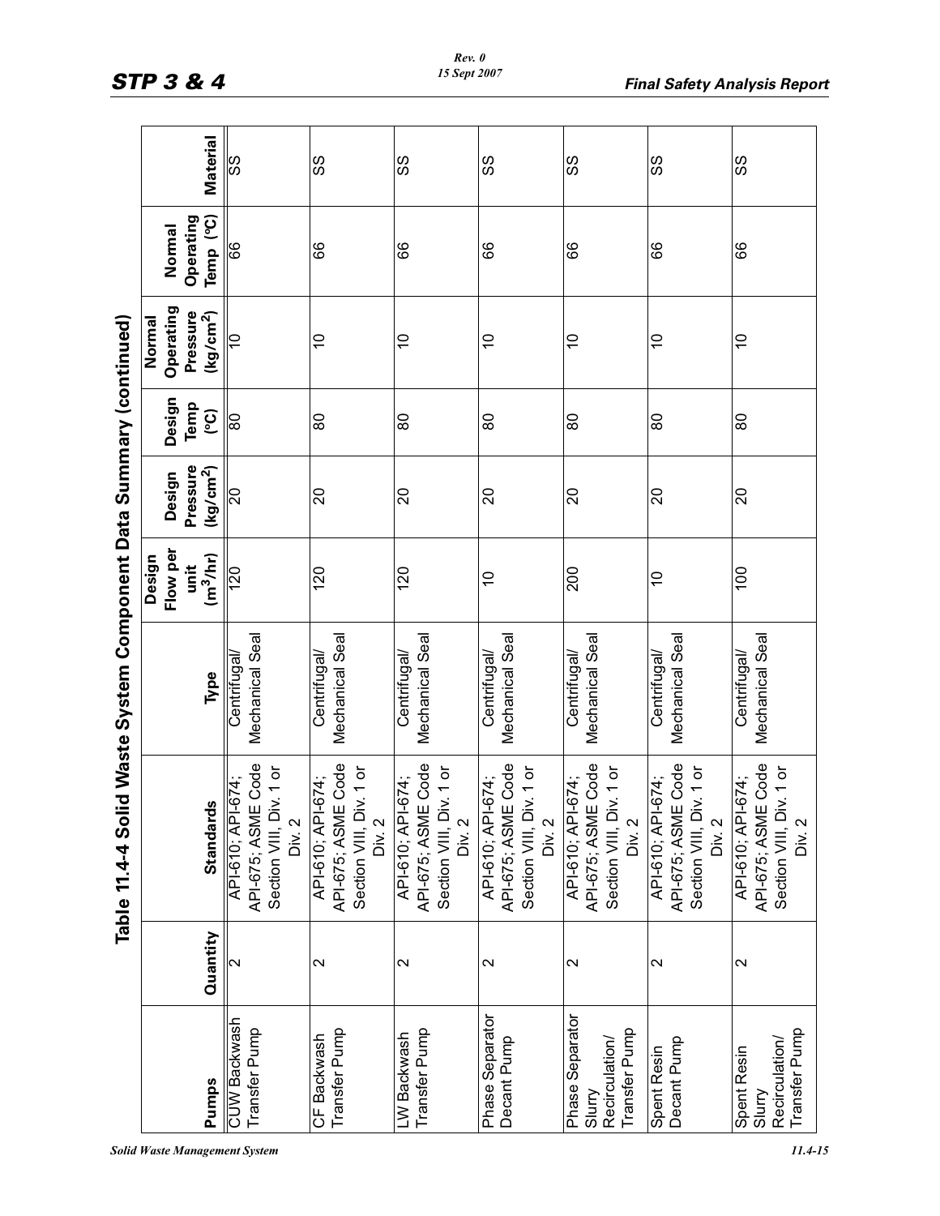## Table 11.4-4 Solid Waste System Component Data Summary (continued)

| Pumps | Quantity | Standards | Type | Design Flow per unit ($m^3/hr$) | Design Pressure ($kg/cm^2$) | Design Temp (°C) | Normal Operating Pressure ($kg/cm^2$) | Normal Operating Temp (°C) | Material |
|---|---|---|---|---|---|---|---|---|---|
| CUW Backwash Transfer Pump | 2 | API-610; API-674; API-675; ASME Code Section VIII, Div. 1 or Div. 2 | Centrifugal/ Mechanical Seal | 120 | 20 | 80 | 10 | 66 | SS |
| CF Backwash Transfer Pump | 2 | API-610; API-674; API-675; ASME Code Section VIII, Div. 1 or Div. 2 | Centrifugal/ Mechanical Seal | 120 | 20 | 80 | 10 | 66 | SS |
| LW Backwash Transfer Pump | 2 | API-610; API-674; API-675; ASME Code Section VIII, Div. 1 or Div. 2 | Centrifugal/ Mechanical Seal | 120 | 20 | 80 | 10 | 66 | SS |
| Phase Separator Decant Pump | 2 | API-610; API-674; API-675; ASME Code Section VIII, Div. 1 or Div. 2 | Centrifugal/ Mechanical Seal | 10 | 20 | 80 | 10 | 66 | SS |
| Phase Separator Slurry Recirculation/ Transfer Pump | 2 | API-610; API-674; API-675; ASME Code Section VIII, Div. 1 or Div. 2 | Centrifugal/ Mechanical Seal | 200 | 20 | 80 | 10 | 66 | SS |
| Spent Resin Decant Pump | 2 | API-610; API-674; API-675; ASME Code Section VIII, Div. 1 or Div. 2 | Centrifugal/ Mechanical Seal | 10 | 20 | 80 | 10 | 66 | SS |
| Spent Resin Slurry Recirculation/ Transfer Pump | 2 | API-610; API-674; API-675; ASME Code Section VIII, Div. 1 or Div. 2 | Centrifugal/ Mechanical Seal | 100 | 20 | 80 | 10 | 66 | SS |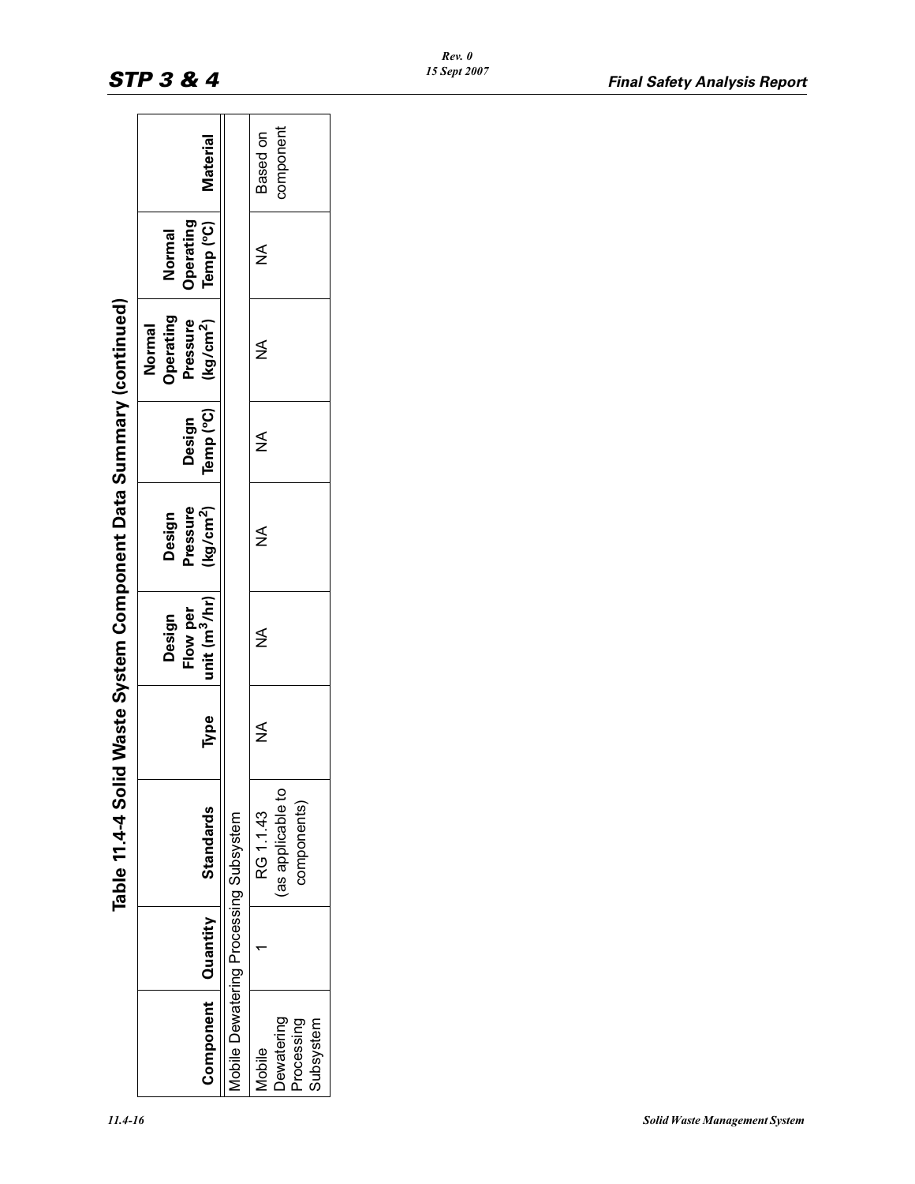## Table 11.4-4 Solid Waste System Component Data Summary (continued)

| Component | Quantity | Standards | Type | Design Flow per unit ($m^3$/hr) | Design Pressure ($kg/cm^2$) | Design Temp (°C) | Normal Operating Pressure ($kg/cm^2$) | Normal Operating Temp (°C) | Material |
|---|---|---|---|---|---|---|---|---|---|
| Mobile Dewatering Processing Subsystem | | | | | | | | | |
| Mobile Dewatering Processing Subsystem | 1 | RG 1.1.43 (as applicable to components) | NA | NA | NA | NA | NA | NA | Based on component |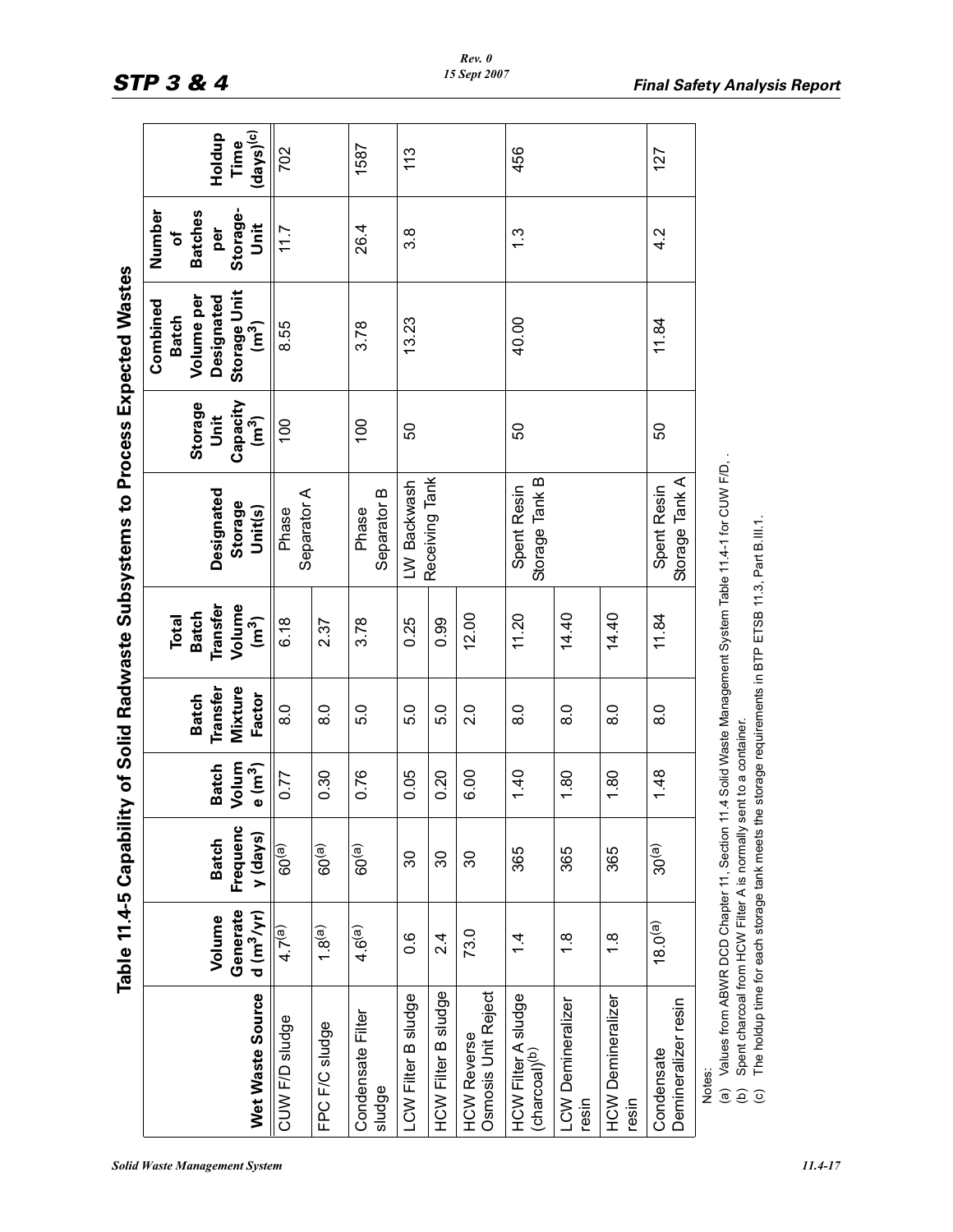## Table 11.4-5 Capability of Solid Radwaste Subsystems to Process Expected Wastes

| Wet Waste Source | Volume Generated ($m^3$/yr) | Batch Frequency (days) | Batch Volume ($m^3$) | Batch Transfer Mixture Factor | Total Batch Transfer Volume ($m^3$) | Designated Storage Unit(s) | Storage Unit Capacity ($m^3$) | Combined Batch Volume per Designated Storage Unit ($m^3$) | Number of Batches per Storage-Unit | Holdup Time (days)[c] |
|---|---|---|---|---|---|---|---|---|---|---|
| CUW F/D sludge | 4.7[a] | 60[a] | 0.77 | 8.0 | 6.18 | Phase Separator A | 100 | 8.55 | 11.7 | 702 |
| FPC F/C sludge | 1.8[a] | 60[a] | 0.30 | 8.0 | 2.37 | | | | | |
| Condensate Filter sludge | 4.6[a] | 60[a] | 0.76 | 5.0 | 3.78 | Phase Separator B | 100 | 3.78 | 26.4 | 1587 |
| LCW Filter B sludge | 0.6 | 30 | 0.05 | 5.0 | 0.25 | LW Backwash Receiving Tank | 50 | 13.23 | 3.8 | 113 |
| HCW Filter B sludge | 2.4 | 30 | 0.20 | 5.0 | 0.99 | | | | | |
| HCW Reverse Osmosis Unit Reject | 73.0 | 30 | 6.00 | 2.0 | 12.00 | | | | | |
| HCW Filter A sludge (charcoal)[b] | 1.4 | 365 | 1.40 | 8.0 | 11.20 | Spent Resin Storage Tank B | 50 | 40.00 | 1.3 | 456 |
| LCW Demineralizer resin | 1.8 | 365 | 1.80 | 8.0 | 14.40 | | | | | |
| HCW Demineralizer resin | 1.8 | 365 | 1.80 | 8.0 | 14.40 | | | | | |
| Condensate Demineralizer resin | 18.0[a] | 30[a] | 1.48 | 8.0 | 11.84 | Spent Resin Storage Tank A | 50 | 11.84 | 4.2 | 127 |

Notes:

(a) Values from ABWR DCD Chapter 11, Section 11.4 Solid Waste Management System Table 11.4-1 for CUW F/D, .

(b) Spent charcoal from HCW Filter A is normally sent to a container.

(c) The holdup time for each storage tank meets the storage requirements in BTP ETSB 11.3, Part B.III.1.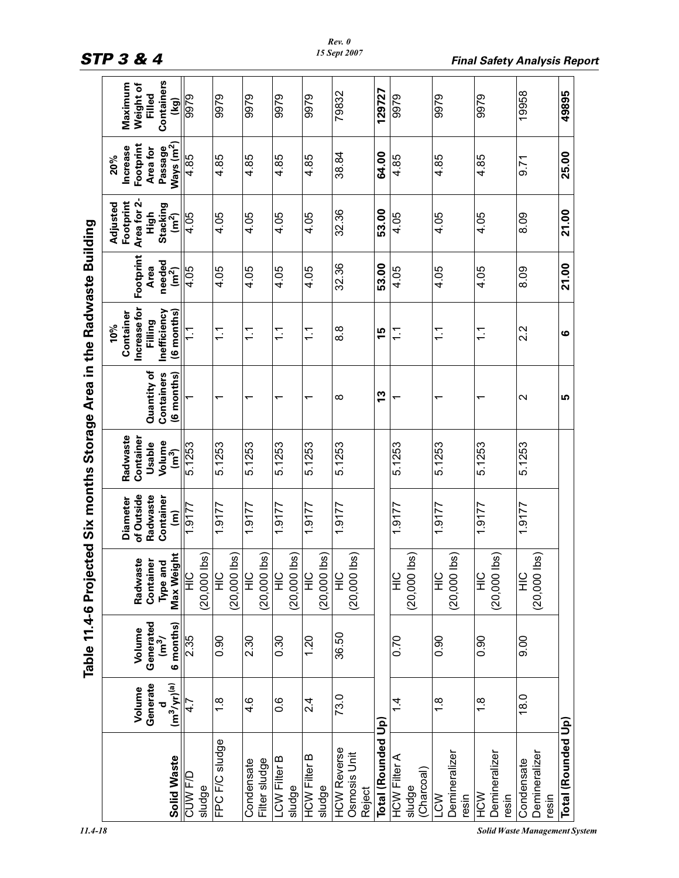## Table 11.4-6 Projected Six months Storage Area in the Radwaste Building

| Solid Waste | Volume Generated ($m^3$/yr)[(a)] | Volume Generated ($m^3$/ 6 months) | Radwaste Container Type and Max Weight | Diameter of Outside Radwaste Container (m) | Radwaste Container Usable Volume ($m^3$) | Quantity of Containers (6 months) | 10% Container Increase for Filling Inefficiency (6 months) | Footprint Area needed ($m^2$) | Adjusted Footprint Area for 2-High Stacking ($m^2$) | 20% Increase Footprint Area for Passage Ways ($m^2$) | Maximum Weight of Filled Containers (kg) |
|---|---|---|---|---|---|---|---|---|---|---|---|
| CUW F/D sludge | 4.7 | 2.35 | HIC (20,000 lbs) | 1.9177 | 5.1253 | 1 | 1.1 | 4.05 | 4.05 | 4.85 | 9979 |
| FPC F/C sludge | 1.8 | 0.90 | HIC (20,000 lbs) | 1.9177 | 5.1253 | 1 | 1.1 | 4.05 | 4.05 | 4.85 | 9979 |
| Condensate Filter sludge | 4.6 | 2.30 | HIC (20,000 lbs) | 1.9177 | 5.1253 | 1 | 1.1 | 4.05 | 4.05 | 4.85 | 9979 |
| LCW Filter B sludge | 0.6 | 0.30 | HIC (20,000 lbs) | 1.9177 | 5.1253 | 1 | 1.1 | 4.05 | 4.05 | 4.85 | 9979 |
| HCW Filter B sludge | 2.4 | 1.20 | HIC (20,000 lbs) | 1.9177 | 5.1253 | 1 | 1.1 | 4.05 | 4.05 | 4.85 | 9979 |
| HCW Reverse Osmosis Unit Reject | 73.0 | 36.50 | HIC (20,000 lbs) | 1.9177 | 5.1253 | 8 | 8.8 | 32.36 | 32.36 | 38.84 | 79832 |
| **Total (Rounded Up)** | | | | | | **13** | **15** | **53.00** | **53.00** | **64.00** | **129727** |
| HCW Filter A sludge (Charcoal) | 1.4 | 0.70 | HIC (20,000 lbs) | 1.9177 | 5.1253 | 1 | 1.1 | 4.05 | 4.05 | 4.85 | 9979 |
| LCW Demineralizer resin | 1.8 | 0.90 | HIC (20,000 lbs) | 1.9177 | 5.1253 | 1 | 1.1 | 4.05 | 4.05 | 4.85 | 9979 |
| HCW Demineralizer resin | 1.8 | 0.90 | HIC (20,000 lbs) | 1.9177 | 5.1253 | 1 | 1.1 | 4.05 | 4.05 | 4.85 | 9979 |
| Condensate Demineralizer resin | 18.0 | 9.00 | HIC (20,000 lbs) | 1.9177 | 5.1253 | 2 | 2.2 | 8.09 | 8.09 | 9.71 | 19958 |
| **Total (Rounded Up)** | | | | | | **5** | **6** | **21.00** | **21.00** | **25.00** | **49895** |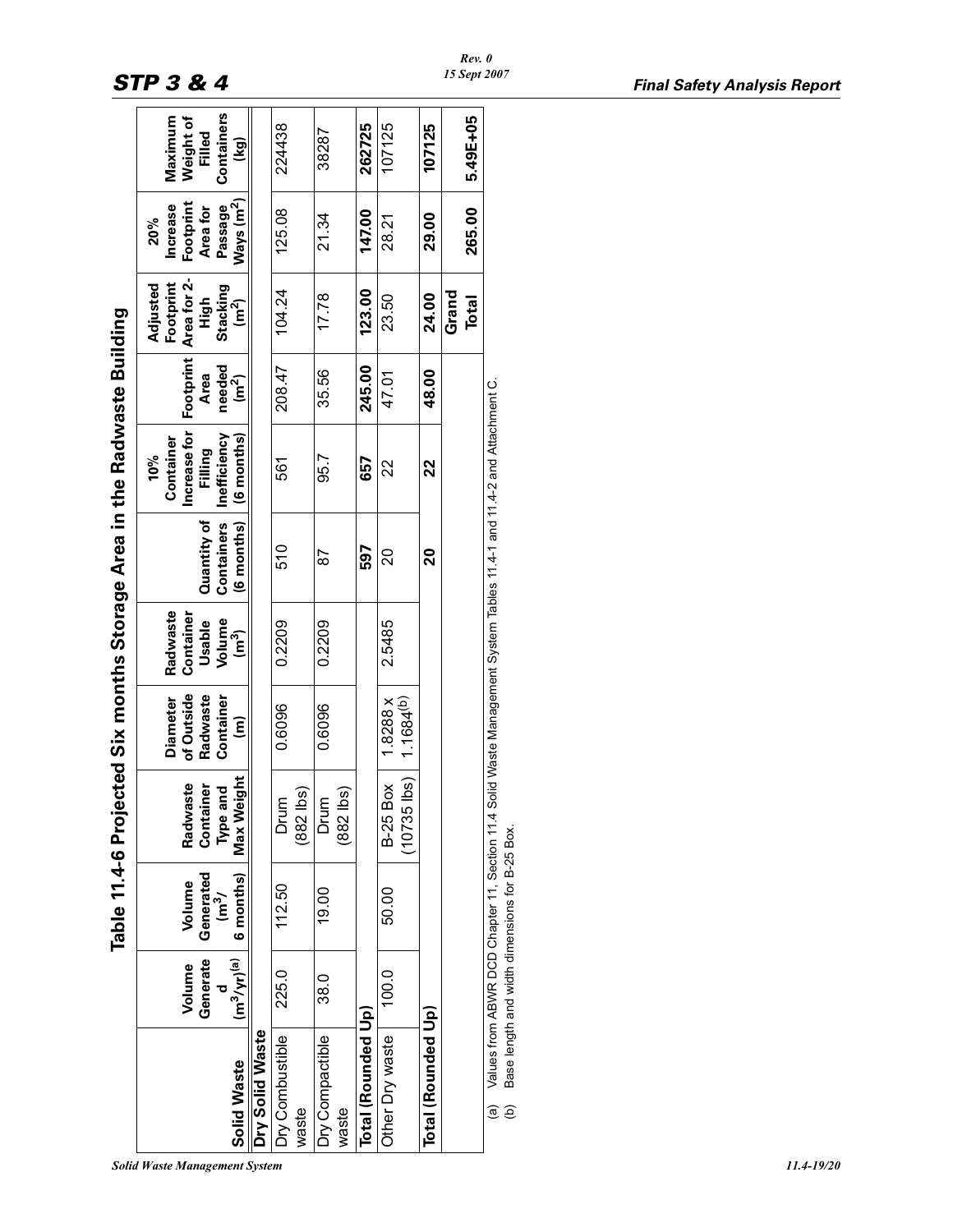## Table 11.4-6 Projected Six months Storage Area in the Radwaste Building

| Solid Waste | Volume Generated ($m^3$/yr)[a] | Volume Generated ($m^3$/ 6 months) | Radwaste Container Type and Max Weight | Diameter of Outside Radwaste Container (m) | Radwaste Container Usable Volume ($m^3$) | Quantity of Containers (6 months) | 10% Container Increase for Filling Inefficiency (6 months) | Footprint Area needed ($m^2$) | Adjusted Footprint Area for 2-High Stacking ($m^2$) | 20% Increase Footprint Area for Passage Ways ($m^2$) | Maximum Weight of Filled Containers (kg) |
|---|---|---|---|---|---|---|---|---|---|---|---|
| **Dry Solid Waste** | | | | | | | | | | | |
| Dry Combustible waste | 225.0 | 112.50 | Drum (882 lbs) | 0.6096 | 0.2209 | 510 | 561 | 208.47 | 104.24 | 125.08 | 224438 |
| Dry Compactible waste | 38.0 | 19.00 | Drum (882 lbs) | 0.6096 | 0.2209 | 87 | 95.7 | 35.56 | 17.78 | 21.34 | 38287 |
| **Total (Rounded Up)** | | | | | | **597** | **657** | **245.00** | **123.00** | **147.00** | **262725** |
| Other Dry waste | 100.0 | 50.00 | B-25 Box (10735 lbs) | 1.8288 x 1.1684[b] | 2.5485 | 20 | 22 | 47.01 | 23.50 | 28.21 | 107125 |
| **Total (Rounded Up)** | | | | | | **20** | **22** | **48.00** | **24.00** | **29.00** | **107125** |
| | | | | | | | | | **Grand Total** | **265.00** | **5.49E+05** |

(a) Values from ABWR DCD Chapter 11, Section 11.4 Solid Waste Management System Tables 11.4-1 and 11.4-2 and Attachment C.

(b) Base length and width dimensions for B-25 Box.